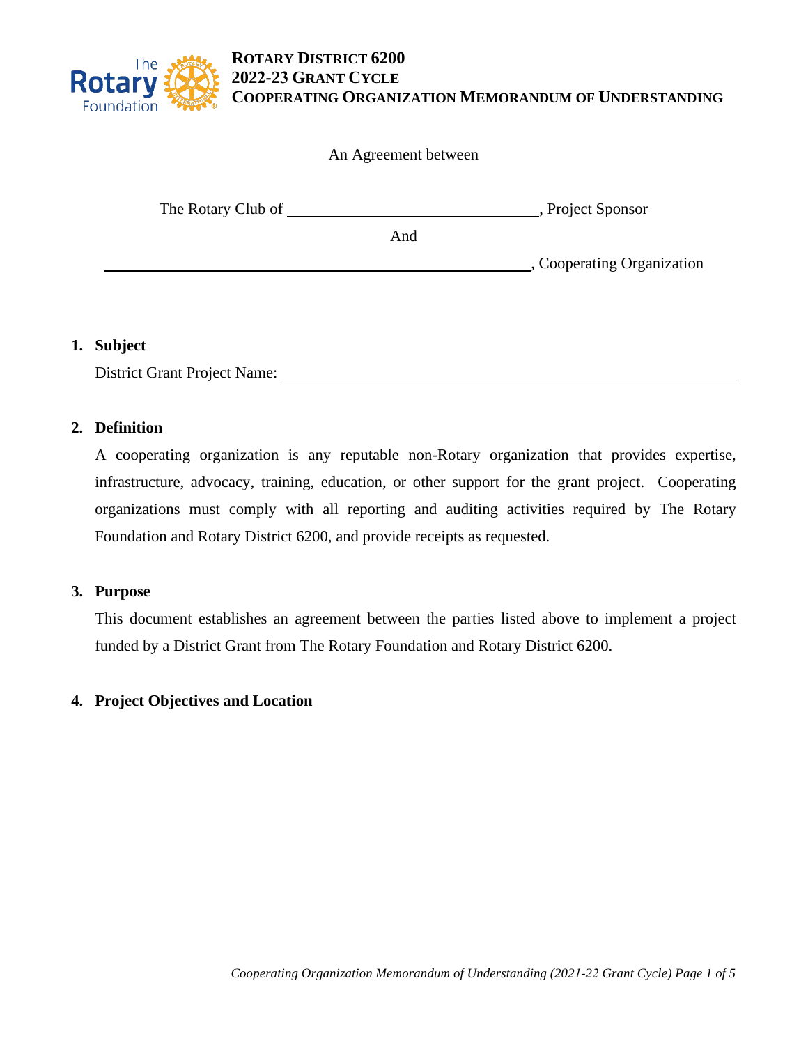**ROTARY DISTRICT 6200**
**2022-23 GRANT CYCLE**
**COOPERATING ORGANIZATION MEMORANDUM OF UNDERSTANDING**

An Agreement between

The Rotary Club of \_\_\_\_\_\_\_\_\_\_\_\_\_\_\_\_\_\_\_\_\_\_\_\_\_\_\_\_\_\_\_\_, Project Sponsor

And

\_\_\_\_\_\_\_\_\_\_\_\_\_\_\_\_\_\_\_\_\_\_\_\_\_\_\_\_\_\_\_\_\_\_\_\_\_\_\_\_\_\_\_\_\_\_\_\_\_\_\_\_, Cooperating Organization

## 1. Subject

District Grant Project Name: \_\_\_\_\_\_\_\_\_\_\_\_\_\_\_\_\_\_\_\_\_\_\_\_\_\_\_\_\_\_\_\_\_\_\_\_\_\_\_\_\_\_\_\_\_\_\_\_\_\_\_\_

## 2. Definition

A cooperating organization is any reputable non-Rotary organization that provides expertise, infrastructure, advocacy, training, education, or other support for the grant project. Cooperating organizations must comply with all reporting and auditing activities required by The Rotary Foundation and Rotary District 6200, and provide receipts as requested.

## 3. Purpose

This document establishes an agreement between the parties listed above to implement a project funded by a District Grant from The Rotary Foundation and Rotary District 6200.

## 4. Project Objectives and Location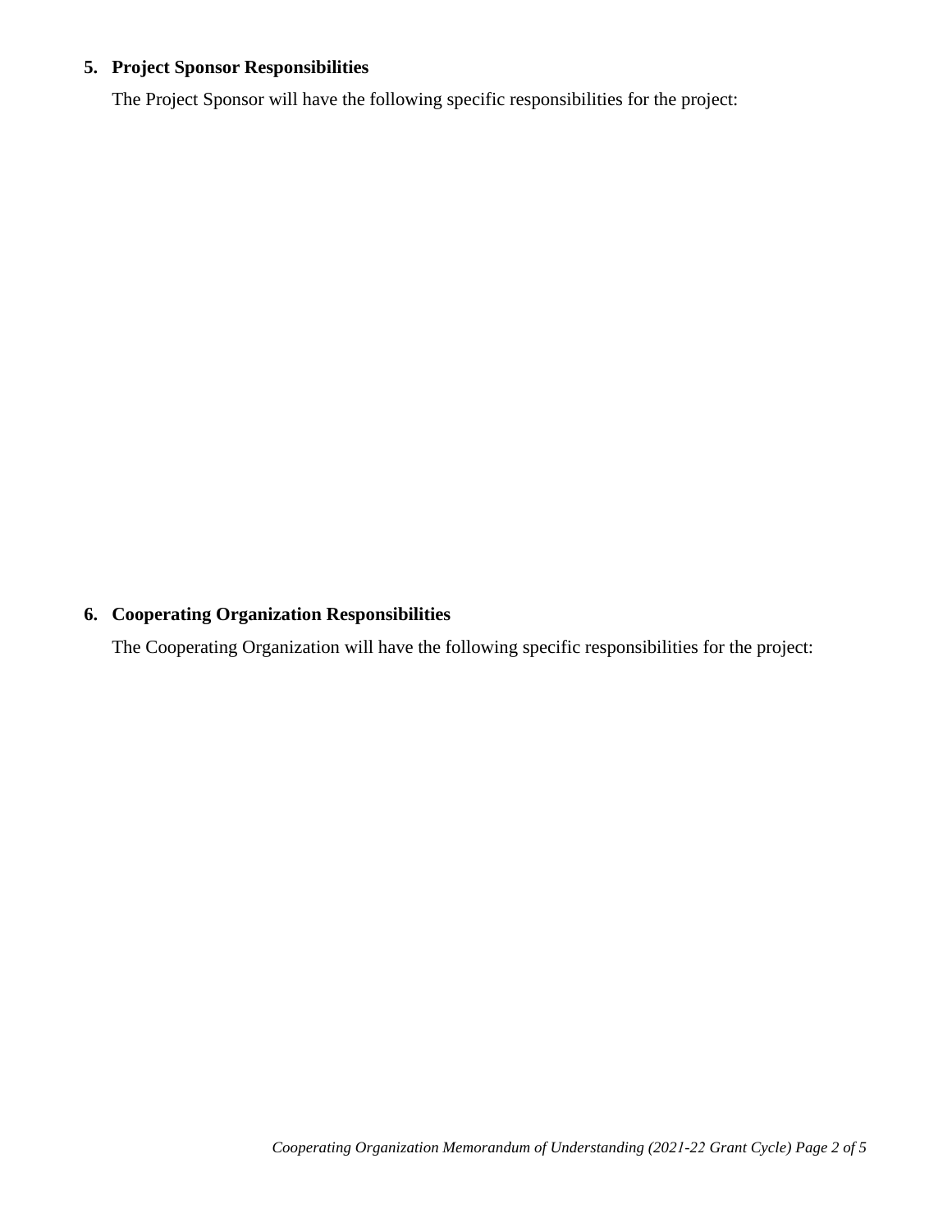5. **Project Sponsor Responsibilities**

   The Project Sponsor will have the following specific responsibilities for the project:

6. **Cooperating Organization Responsibilities**

   The Cooperating Organization will have the following specific responsibilities for the project: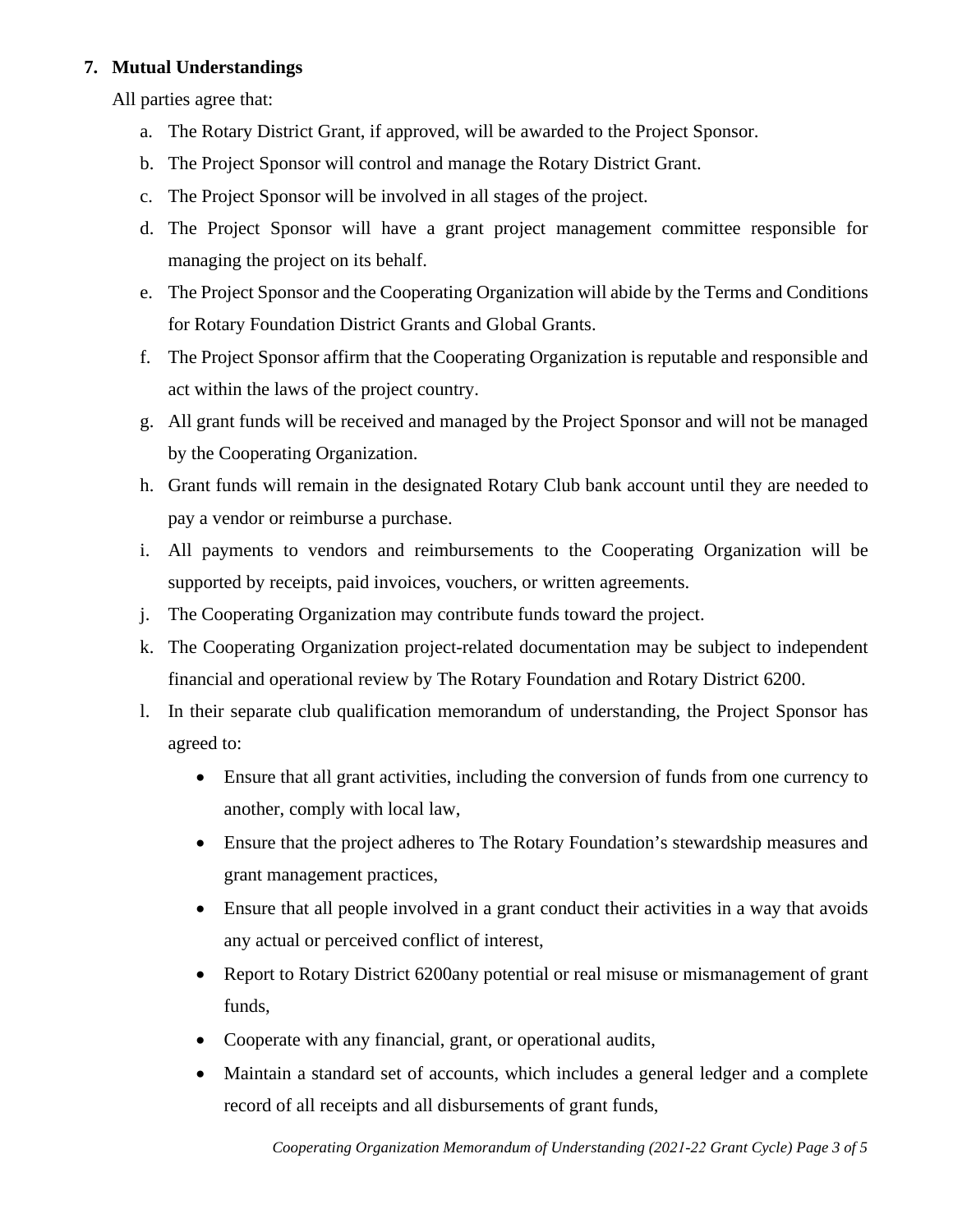## 7. Mutual Understandings

All parties agree that:

a. The Rotary District Grant, if approved, will be awarded to the Project Sponsor.

b. The Project Sponsor will control and manage the Rotary District Grant.

c. The Project Sponsor will be involved in all stages of the project.

d. The Project Sponsor will have a grant project management committee responsible for managing the project on its behalf.

e. The Project Sponsor and the Cooperating Organization will abide by the Terms and Conditions for Rotary Foundation District Grants and Global Grants.

f. The Project Sponsor affirm that the Cooperating Organization is reputable and responsible and act within the laws of the project country.

g. All grant funds will be received and managed by the Project Sponsor and will not be managed by the Cooperating Organization.

h. Grant funds will remain in the designated Rotary Club bank account until they are needed to pay a vendor or reimburse a purchase.

i. All payments to vendors and reimbursements to the Cooperating Organization will be supported by receipts, paid invoices, vouchers, or written agreements.

j. The Cooperating Organization may contribute funds toward the project.

k. The Cooperating Organization project-related documentation may be subject to independent financial and operational review by The Rotary Foundation and Rotary District 6200.

l. In their separate club qualification memorandum of understanding, the Project Sponsor has agreed to:

- Ensure that all grant activities, including the conversion of funds from one currency to another, comply with local law,
- Ensure that the project adheres to The Rotary Foundation's stewardship measures and grant management practices,
- Ensure that all people involved in a grant conduct their activities in a way that avoids any actual or perceived conflict of interest,
- Report to Rotary District 6200any potential or real misuse or mismanagement of grant funds,
- Cooperate with any financial, grant, or operational audits,
- Maintain a standard set of accounts, which includes a general ledger and a complete record of all receipts and all disbursements of grant funds,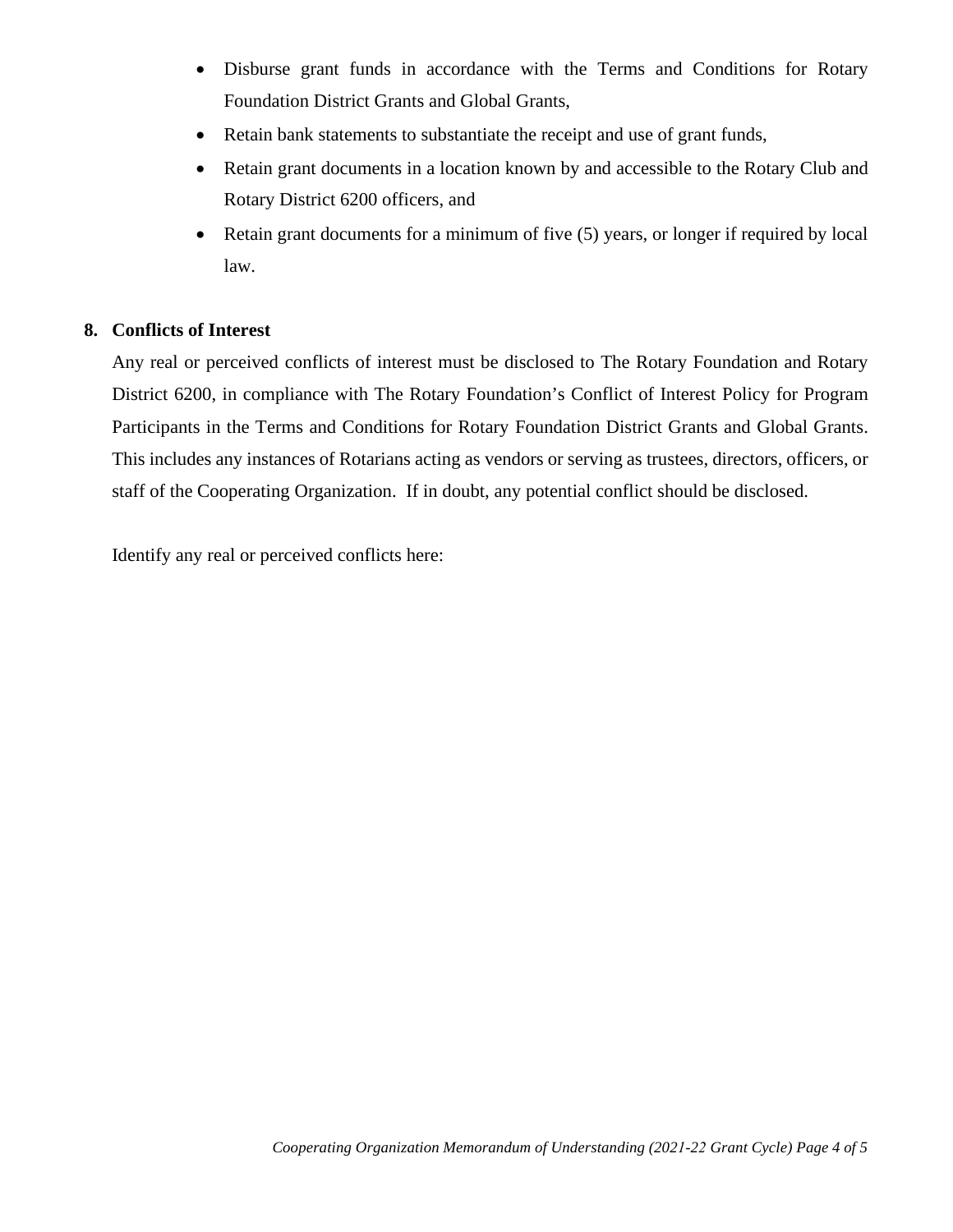- Disburse grant funds in accordance with the Terms and Conditions for Rotary Foundation District Grants and Global Grants,
- Retain bank statements to substantiate the receipt and use of grant funds,
- Retain grant documents in a location known by and accessible to the Rotary Club and Rotary District 6200 officers, and
- Retain grant documents for a minimum of five (5) years, or longer if required by local law.

**8. Conflicts of Interest**

Any real or perceived conflicts of interest must be disclosed to The Rotary Foundation and Rotary District 6200, in compliance with The Rotary Foundation's Conflict of Interest Policy for Program Participants in the Terms and Conditions for Rotary Foundation District Grants and Global Grants. This includes any instances of Rotarians acting as vendors or serving as trustees, directors, officers, or staff of the Cooperating Organization. If in doubt, any potential conflict should be disclosed.

Identify any real or perceived conflicts here: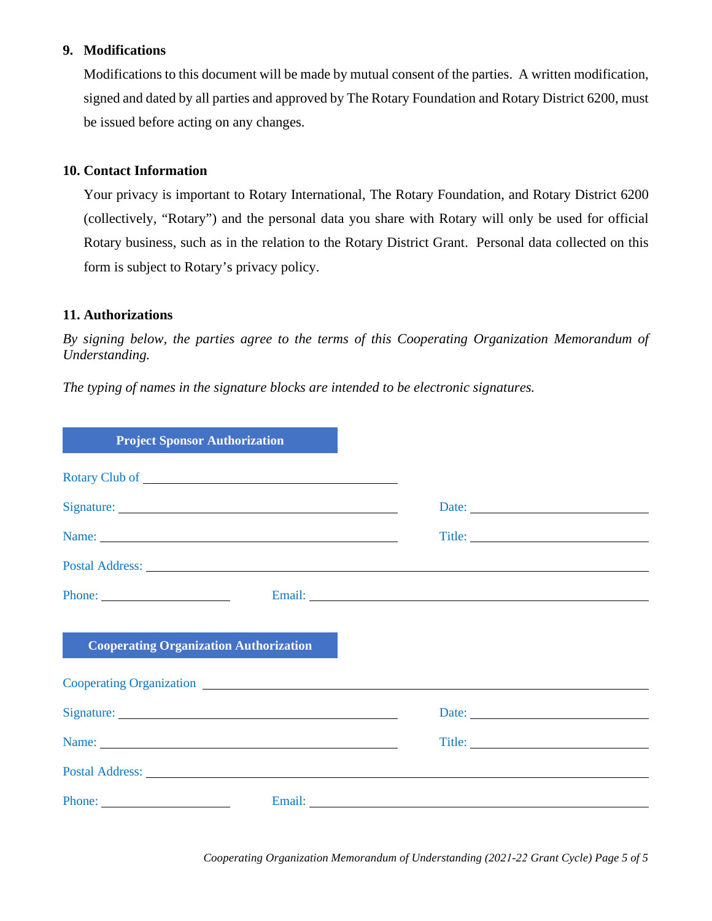### 9. Modifications

Modifications to this document will be made by mutual consent of the parties. A written modification, signed and dated by all parties and approved by The Rotary Foundation and Rotary District 6200, must be issued before acting on any changes.

### 10. Contact Information

Your privacy is important to Rotary International, The Rotary Foundation, and Rotary District 6200 (collectively, "Rotary") and the personal data you share with Rotary will only be used for official Rotary business, such as in the relation to the Rotary District Grant. Personal data collected on this form is subject to Rotary's privacy policy.

### 11. Authorizations

*By signing below, the parties agree to the terms of this Cooperating Organization Memorandum of Understanding.*

*The typing of names in the signature blocks are intended to be electronic signatures.*

**Project Sponsor Authorization**

Rotary Club of ______________________________

Signature: ______________________________ Date: ______________________

Name: ______________________________ Title: ______________________

Postal Address: ______________________________________________________

Phone: ______________ Email: ______________________________________

**Cooperating Organization Authorization**

Cooperating Organization ______________________________________________

Signature: ______________________________ Date: ______________________

Name: ______________________________ Title: ______________________

Postal Address: ______________________________________________________

Phone: ______________ Email: ______________________________________